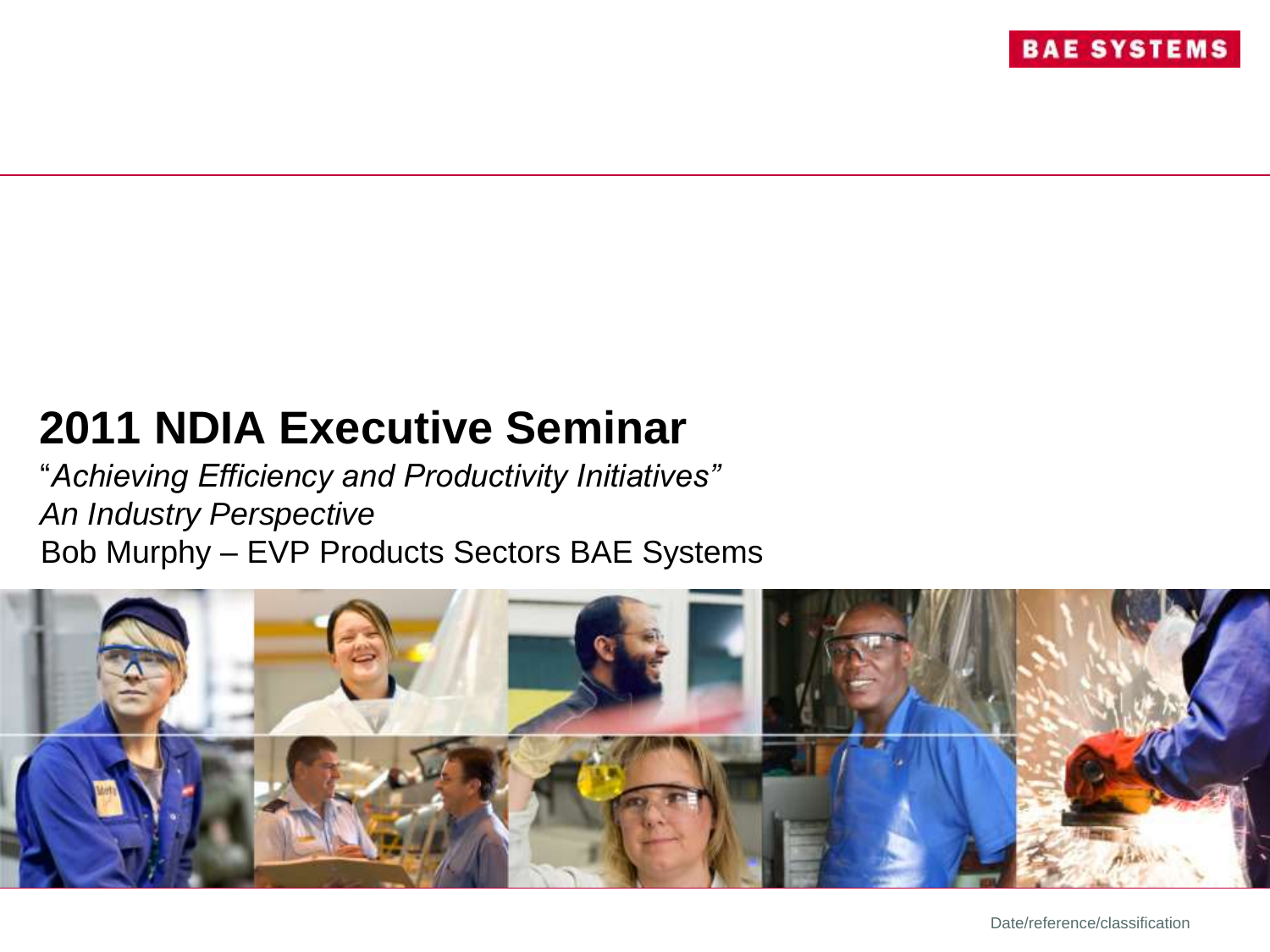BAE SYSTEMS

# 2011 NDIA Executive Seminar

"*Achieving Efficiency and Productivity Initiatives"*

*An Industry Perspective*

Bob Murphy – EVP Products Sectors BAE Systems

Date/reference/classification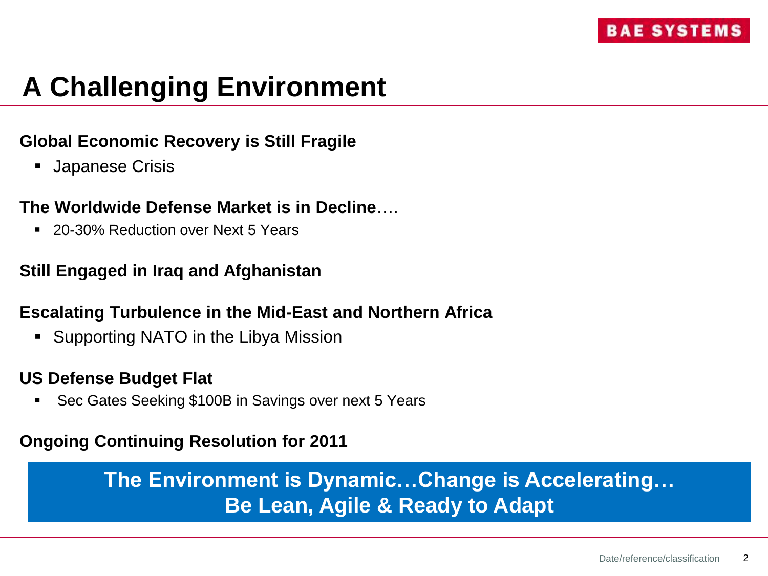# A Challenging Environment

**Global Economic Recovery is Still Fragile**

- Japanese Crisis

**The Worldwide Defense Market is in Decline**….

- 20-30% Reduction over Next 5 Years

**Still Engaged in Iraq and Afghanistan**

**Escalating Turbulence in the Mid-East and Northern Africa**

- Supporting NATO in the Libya Mission

**US Defense Budget Flat**

- Sec Gates Seeking $100B in Savings over next 5 Years

**Ongoing Continuing Resolution for 2011**

**The Environment is Dynamic…Change is Accelerating…**
**Be Lean, Agile & Ready to Adapt**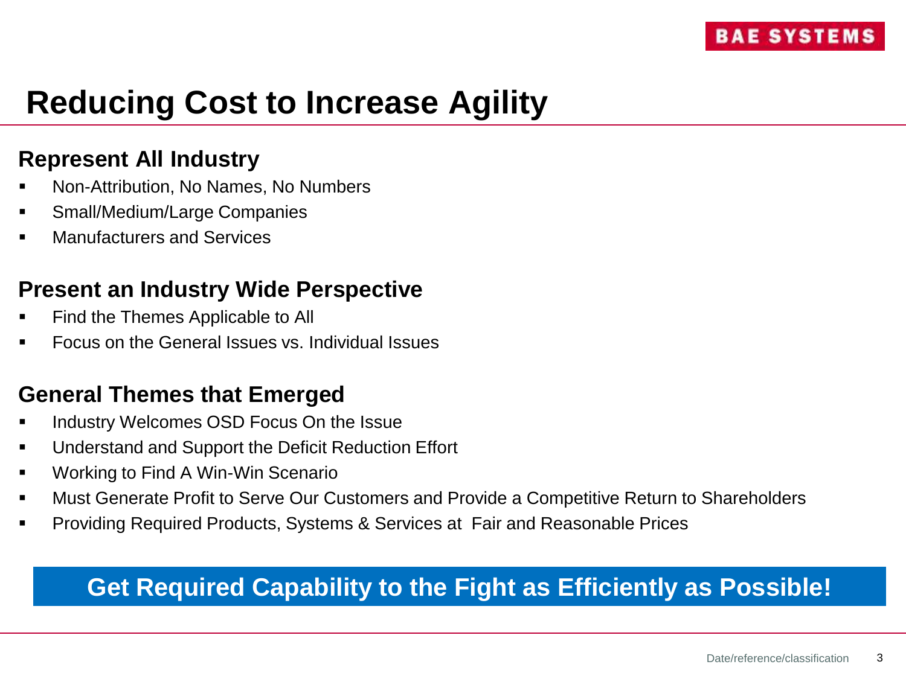# Reducing Cost to Increase Agility

## Represent All Industry

- Non-Attribution, No Names, No Numbers
- Small/Medium/Large Companies
- Manufacturers and Services

## Present an Industry Wide Perspective

- Find the Themes Applicable to All
- Focus on the General Issues vs. Individual Issues

## General Themes that Emerged

- Industry Welcomes OSD Focus On the Issue
- Understand and Support the Deficit Reduction Effort
- Working to Find A Win-Win Scenario
- Must Generate Profit to Serve Our Customers and Provide a Competitive Return to Shareholders
- Providing Required Products, Systems & Services at Fair and Reasonable Prices

**Get Required Capability to the Fight as Efficiently as Possible!**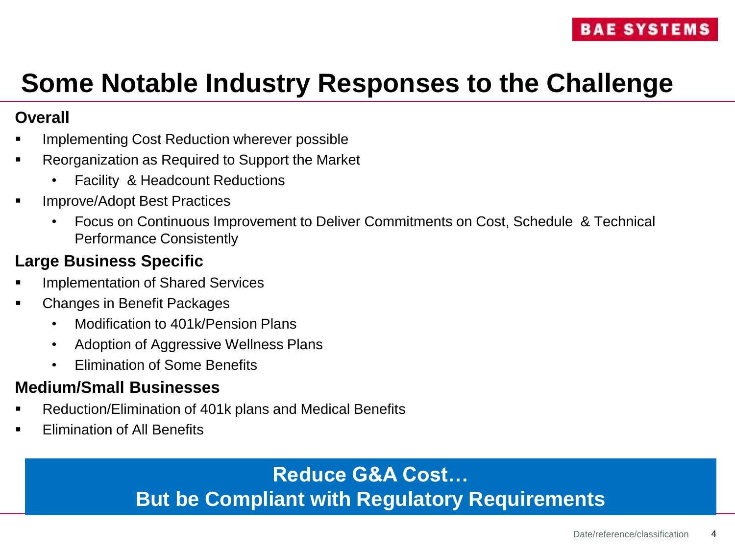# Some Notable Industry Responses to the Challenge

**Overall**

- Implementing Cost Reduction wherever possible
- Reorganization as Required to Support the Market
  - Facility & Headcount Reductions
- Improve/Adopt Best Practices
  - Focus on Continuous Improvement to Deliver Commitments on Cost, Schedule & Technical Performance Consistently

**Large Business Specific**

- Implementation of Shared Services
- Changes in Benefit Packages
  - Modification to 401k/Pension Plans
  - Adoption of Aggressive Wellness Plans
  - Elimination of Some Benefits

**Medium/Small Businesses**

- Reduction/Elimination of 401k plans and Medical Benefits
- Elimination of All Benefits

**Reduce G&A Cost…**
**But be Compliant with Regulatory Requirements**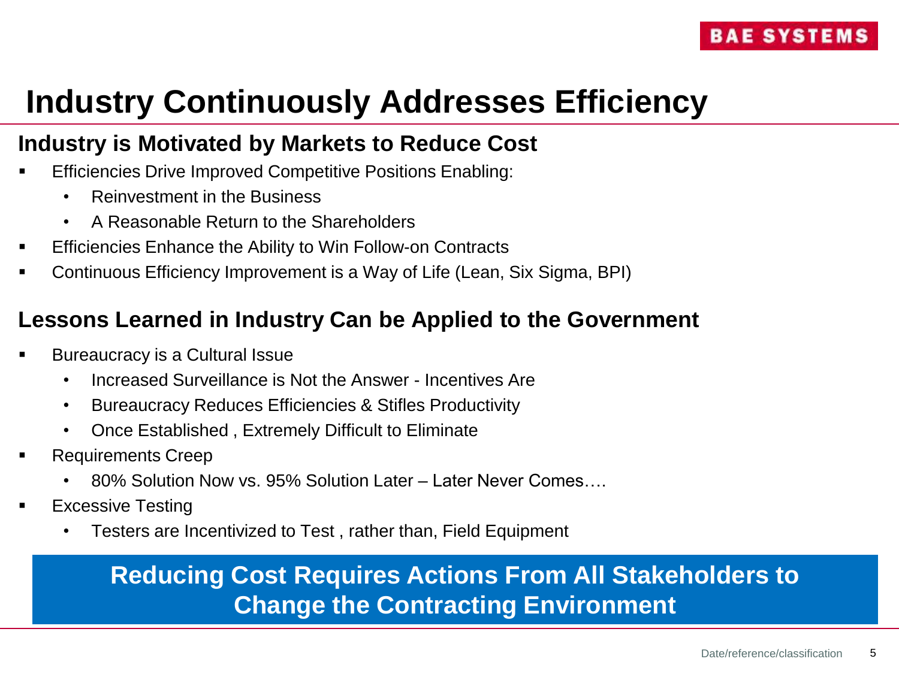# Industry Continuously Addresses Efficiency

## Industry is Motivated by Markets to Reduce Cost

- Efficiencies Drive Improved Competitive Positions Enabling:
  - Reinvestment in the Business
  - A Reasonable Return to the Shareholders
- Efficiencies Enhance the Ability to Win Follow-on Contracts
- Continuous Efficiency Improvement is a Way of Life (Lean, Six Sigma, BPI)

## Lessons Learned in Industry Can be Applied to the Government

- Bureaucracy is a Cultural Issue
  - Increased Surveillance is Not the Answer - Incentives Are
  - Bureaucracy Reduces Efficiencies & Stifles Productivity
  - Once Established , Extremely Difficult to Eliminate
- Requirements Creep
  - 80% Solution Now vs. 95% Solution Later – Later Never Comes….
- Excessive Testing
  - Testers are Incentivized to Test , rather than, Field Equipment

**Reducing Cost Requires Actions From All Stakeholders to Change the Contracting Environment**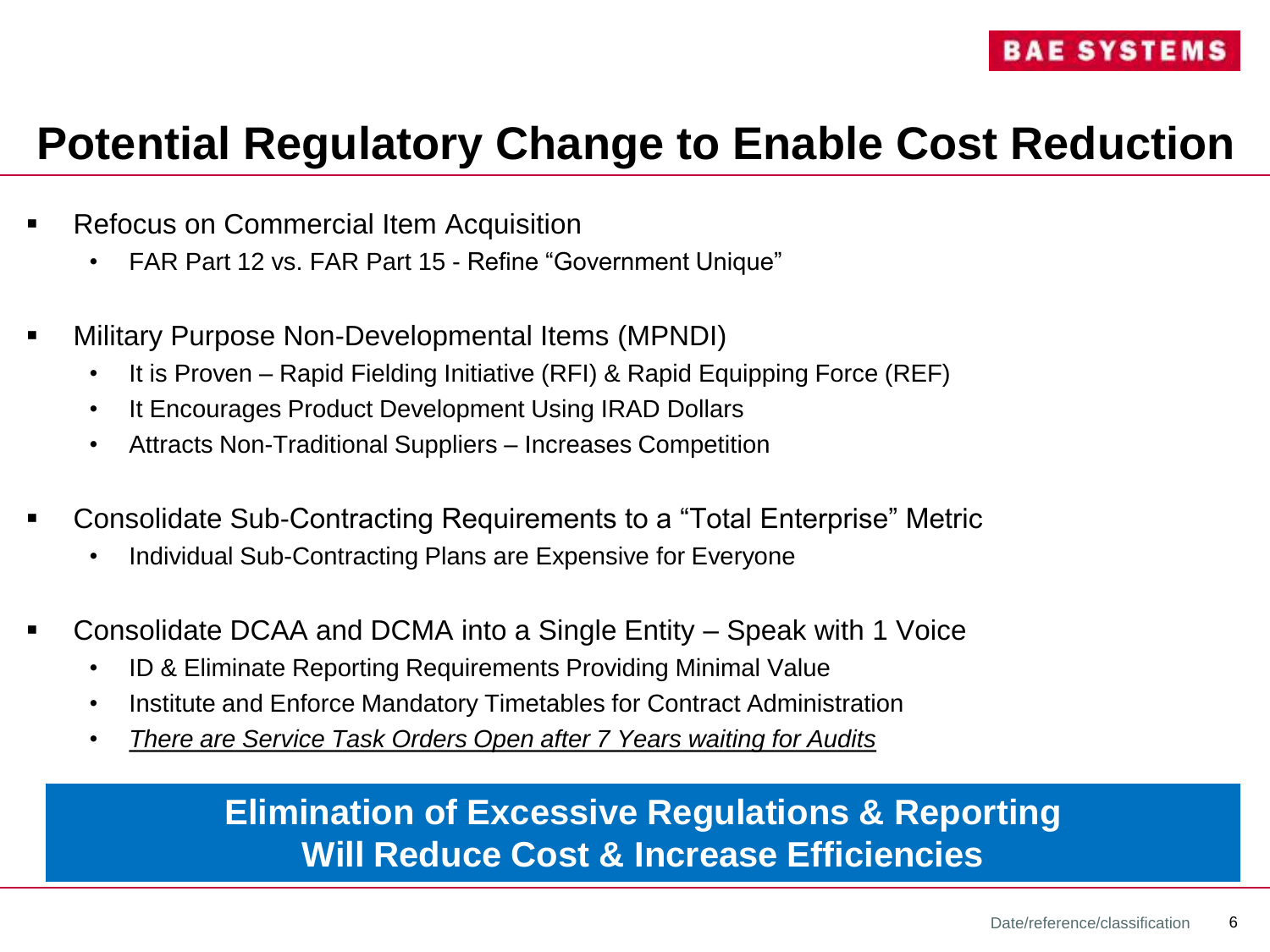# Potential Regulatory Change to Enable Cost Reduction

- Refocus on Commercial Item Acquisition
  - FAR Part 12 vs. FAR Part 15 - Refine "Government Unique"
- Military Purpose Non-Developmental Items (MPNDI)
  - It is Proven – Rapid Fielding Initiative (RFI) & Rapid Equipping Force (REF)
  - It Encourages Product Development Using IRAD Dollars
  - Attracts Non-Traditional Suppliers – Increases Competition
- Consolidate Sub-Contracting Requirements to a "Total Enterprise" Metric
  - Individual Sub-Contracting Plans are Expensive for Everyone
- Consolidate DCAA and DCMA into a Single Entity – Speak with 1 Voice
  - ID & Eliminate Reporting Requirements Providing Minimal Value
  - Institute and Enforce Mandatory Timetables for Contract Administration
  - *There are Service Task Orders Open after 7 Years waiting for Audits*

**Elimination of Excessive Regulations & Reporting Will Reduce Cost & Increase Efficiencies**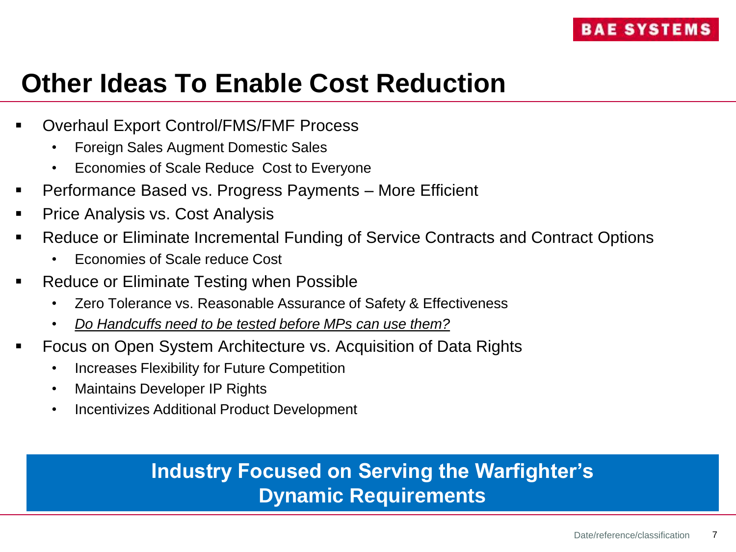# Other Ideas To Enable Cost Reduction

- Overhaul Export Control/FMS/FMF Process
  - Foreign Sales Augment Domestic Sales
  - Economies of Scale Reduce Cost to Everyone
- Performance Based vs. Progress Payments – More Efficient
- Price Analysis vs. Cost Analysis
- Reduce or Eliminate Incremental Funding of Service Contracts and Contract Options
  - Economies of Scale reduce Cost
- Reduce or Eliminate Testing when Possible
  - Zero Tolerance vs. Reasonable Assurance of Safety & Effectiveness
  - *Do Handcuffs need to be tested before MPs can use them?*
- Focus on Open System Architecture vs. Acquisition of Data Rights
  - Increases Flexibility for Future Competition
  - Maintains Developer IP Rights
  - Incentivizes Additional Product Development

**Industry Focused on Serving the Warfighter's Dynamic Requirements**